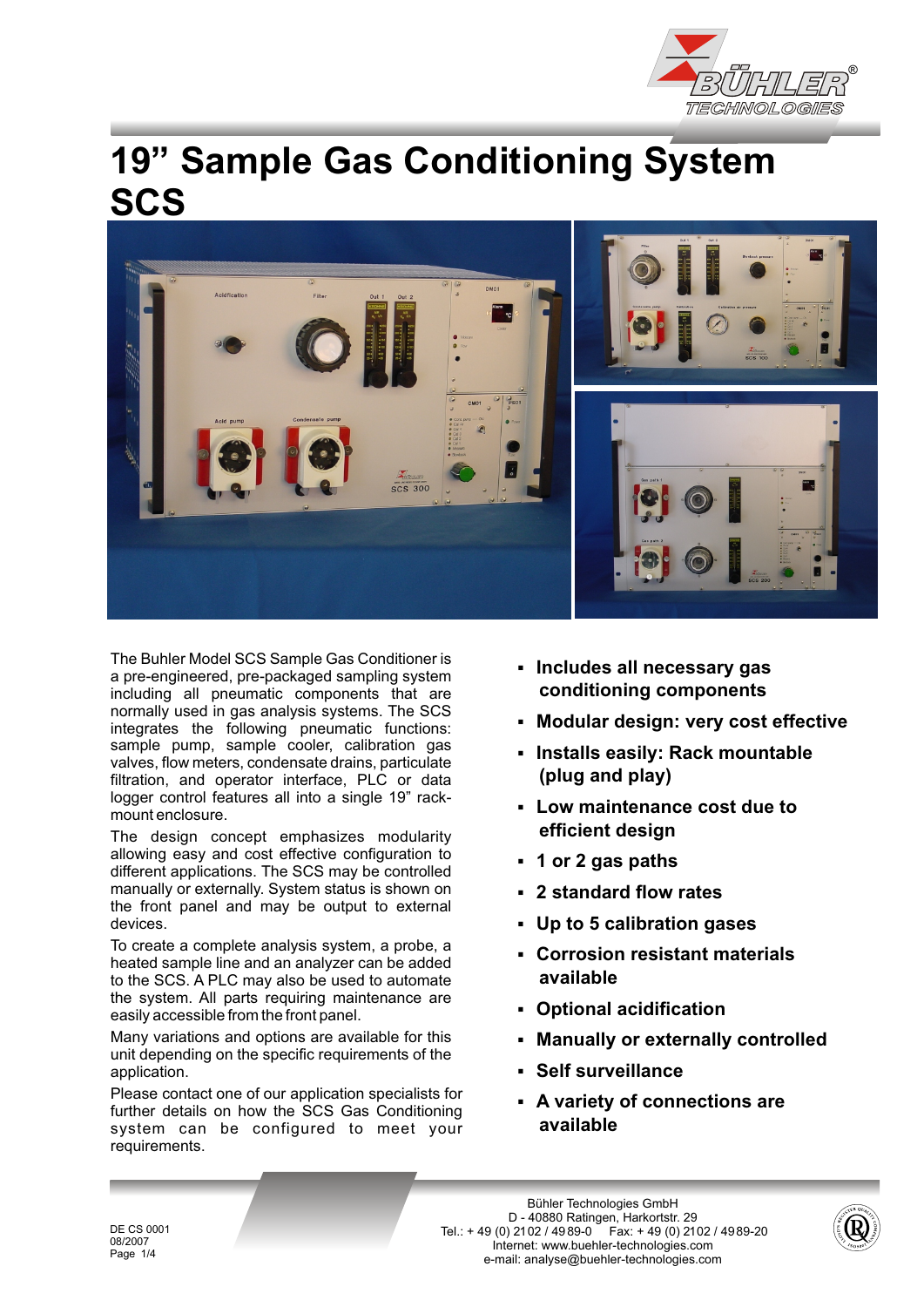# 19" Sample Gas Conditioning System SCS

The Buhler Model SCS Sample Gas Conditioner is a pre-engineered, pre-packaged sampling system including all pneumatic components that are normally used in gas analysis systems. The SCS integrates the following pneumatic functions: sample pump, sample cooler, calibration gas valves, flow meters, condensate drains, particulate filtration, and operator interface, PLC or data logger control features all into a single 19" rack-mount enclosure.

The design concept emphasizes modularity allowing easy and cost effective configuration to different applications. The SCS may be controlled manually or externally. System status is shown on the front panel and may be output to external devices.

To create a complete analysis system, a probe, a heated sample line and an analyzer can be added to the SCS. A PLC may also be used to automate the system. All parts requiring maintenance are easily accessible from the front panel.

Many variations and options are available for this unit depending on the specific requirements of the application.

Please contact one of our application specialists for further details on how the SCS Gas Conditioning system can be configured to meet your requirements.

- **Includes all necessary gas conditioning components**
- **Modular design: very cost effective**
- **Installs easily: Rack mountable (plug and play)**
- **Low maintenance cost due to efficient design**
- **1 or 2 gas paths**
- **2 standard flow rates**
- **Up to 5 calibration gases**
- **Corrosion resistant materials available**
- **Optional acidification**
- **Manually or externally controlled**
- **Self surveillance**
- **A variety of connections are available**

DE CS 0001
08/2007

Bühler Technologies GmbH
D - 40880 Ratingen, Harkortstr. 29
Tel.: + 49 (0) 2102 / 4989-0 Fax: + 49 (0) 2102 / 4989-20
Internet: www.buehler-technologies.com
e-mail: analyse@buehler-technologies.com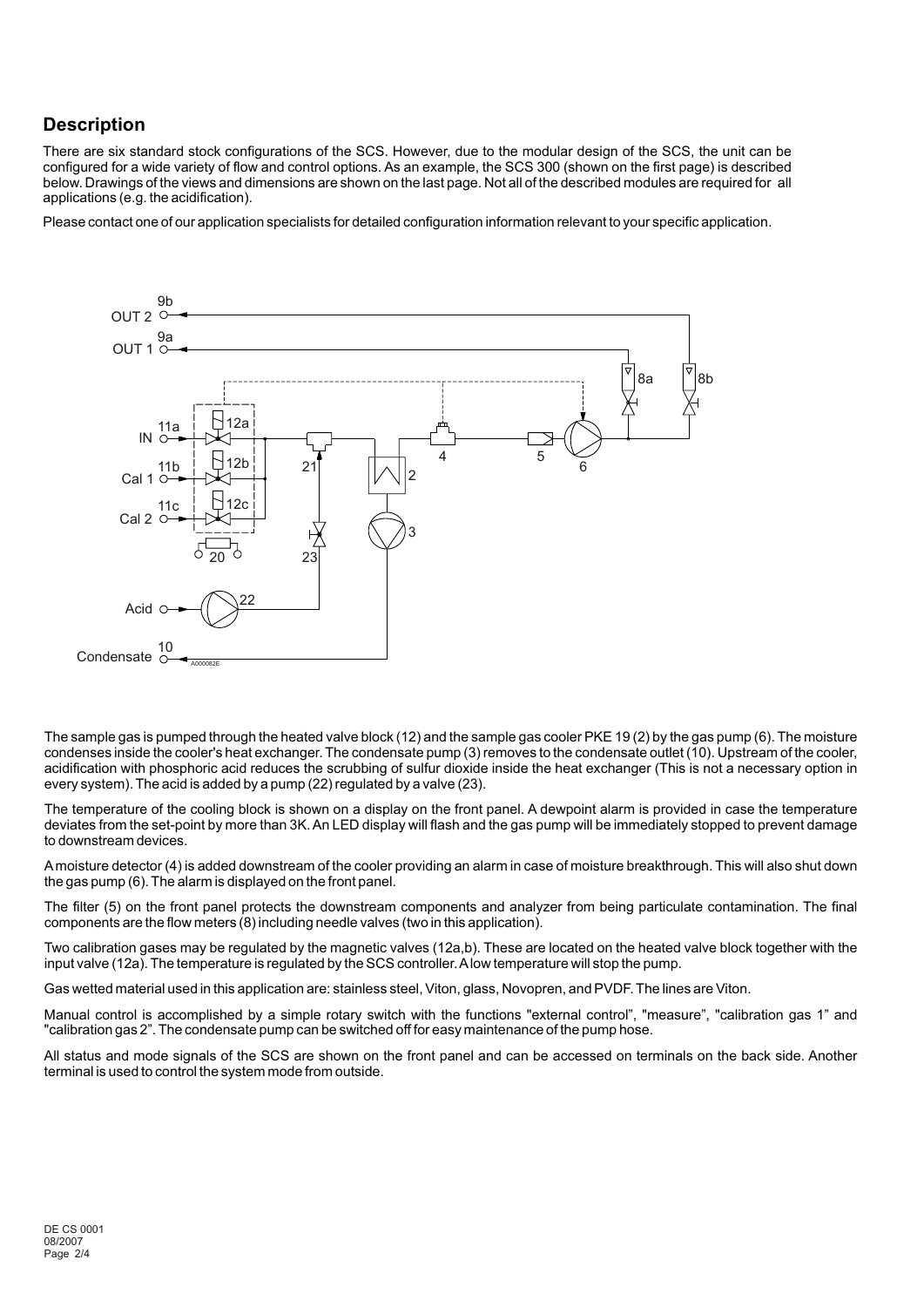## Description

There are six standard stock configurations of the SCS. However, due to the modular design of the SCS, the unit can be configured for a wide variety of flow and control options. As an example, the SCS 300 (shown on the first page) is described below. Drawings of the views and dimensions are shown on the last page. Not all of the described modules are required for all applications (e.g. the acidification).

Please contact one of our application specialists for detailed configuration information relevant to your specific application.

The sample gas is pumped through the heated valve block (12) and the sample gas cooler PKE 19 (2) by the gas pump (6). The moisture condenses inside the cooler's heat exchanger. The condensate pump (3) removes to the condensate outlet (10). Upstream of the cooler, acidification with phosphoric acid reduces the scrubbing of sulfur dioxide inside the heat exchanger (This is not a necessary option in every system). The acid is added by a pump (22) regulated by a valve (23).

The temperature of the cooling block is shown on a display on the front panel. A dewpoint alarm is provided in case the temperature deviates from the set-point by more than 3K. An LED display will flash and the gas pump will be immediately stopped to prevent damage to downstream devices.

A moisture detector (4) is added downstream of the cooler providing an alarm in case of moisture breakthrough. This will also shut down the gas pump (6). The alarm is displayed on the front panel.

The filter (5) on the front panel protects the downstream components and analyzer from being particulate contamination. The final components are the flow meters (8) including needle valves (two in this application).

Two calibration gases may be regulated by the magnetic valves (12a,b). These are located on the heated valve block together with the input valve (12a). The temperature is regulated by the SCS controller. A low temperature will stop the pump.

Gas wetted material used in this application are: stainless steel, Viton, glass, Novopren, and PVDF. The lines are Viton.

Manual control is accomplished by a simple rotary switch with the functions "external control", "measure", "calibration gas 1" and "calibration gas 2". The condensate pump can be switched off for easy maintenance of the pump hose.

All status and mode signals of the SCS are shown on the front panel and can be accessed on terminals on the back side. Another terminal is used to control the system mode from outside.

DE CS 0001
08/2007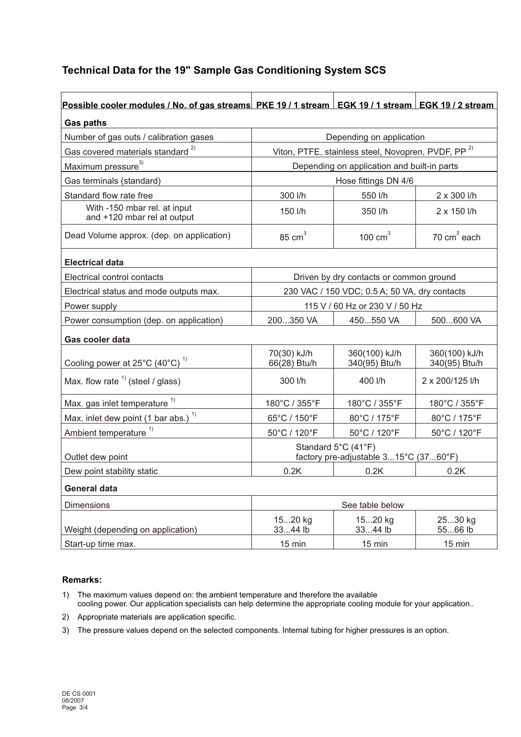## Technical Data for the 19" Sample Gas Conditioning System SCS

| Possible cooler modules / No. of gas streams | PKE 19 / 1 stream | EGK 19 / 1 stream | EGK 19 / 2 stream |
|---|---|---|---|
| **Gas paths** | | | |
| Number of gas outs / calibration gases | Depending on application | | |
| Gas covered materials standard [2] | Viton, PTFE, stainless steel, Novopren, PVDF, PP [2] | | |
| Maximum pressure[3] | Depending on application and built-in parts | | |
| Gas terminals (standard) | Hose fittings DN 4/6 | | |
| Standard flow rate free | 300 l/h | 550 l/h | 2 x 300 l/h |
| With -150 mbar rel. at input and +120 mbar rel at output | 150 l/h | 350 l/h | 2 x 150 l/h |
| Dead Volume approx. (dep. on application) | 85 $cm^3$ | 100 $cm^3$ | 70 $cm^3$ each |
| **Electrical data** | | | |
| Electrical control contacts | Driven by dry contacts or common ground | | |
| Electrical status and mode outputs max. | 230 VAC / 150 VDC; 0.5 A; 50 VA, dry contacts | | |
| Power supply | 115 V / 60 Hz or 230 V / 50 Hz | | |
| Power consumption (dep. on application) | 200...350 VA | 450...550 VA | 500...600 VA |
| **Gas cooler data** | | | |
| Cooling power at 25°C (40°C) [1] | 70(30) kJ/h 66(28) Btu/h | 360(100) kJ/h 340(95) Btu/h | 360(100) kJ/h 340(95) Btu/h |
| Max. flow rate [1] (steel / glass) | 300 l/h | 400 l/h | 2 x 200/125 l/h |
| Max. gas inlet temperature [1] | 180°C / 355°F | 180°C / 355°F | 180°C / 355°F |
| Max. inlet dew point (1 bar abs.) [1] | 65°C / 150°F | 80°C / 175°F | 80°C / 175°F |
| Ambient temperature [1] | 50°C / 120°F | 50°C / 120°F | 50°C / 120°F |
| Outlet dew point | Standard 5°C (41°F) factory pre-adjustable 3...15°C (37...60°F) | | |
| Dew point stability static | 0.2K | 0.2K | 0.2K |
| **General data** | | | |
| Dimensions | See table below | | |
| Weight (depending on application) | 15...20 kg 33...44 lb | 15...20 kg 33...44 lb | 25...30 kg 55...66 lb |
| Start-up time max. | 15 min | 15 min | 15 min |

**Remarks:**

1) The maximum values depend on: the ambient temperature and therefore the available cooling power. Our application specialists can help determine the appropriate cooling module for your application..
2) Appropriate materials are application specific.
3) The pressure values depend on the selected components. Internal tubing for higher pressures is an option.

DE CS 0001
08/2007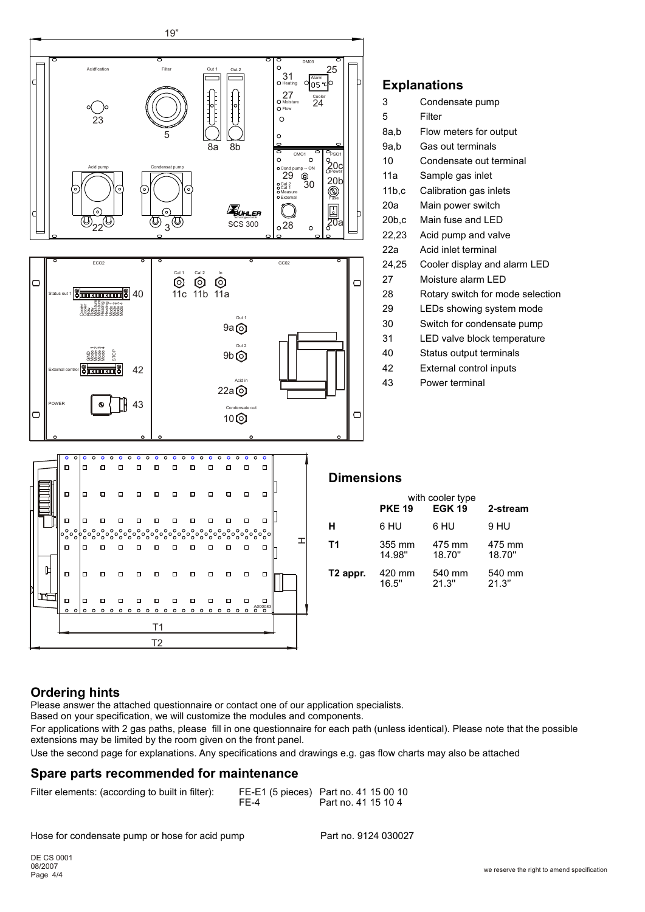## Explanations

| | |
|---|---|
| 3 | Condensate pump |
| 5 | Filter |
| 8a,b | Flow meters for output |
| 9a,b | Gas out terminals |
| 10 | Condensate out terminal |
| 11a | Sample gas inlet |
| 11b,c | Calibration gas inlets |
| 20a | Main power switch |
| 20b,c | Main fuse and LED |
| 22,23 | Acid pump and valve |
| 22a | Acid inlet terminal |
| 24,25 | Cooler display and alarm LED |
| 27 | Moisture alarm LED |
| 28 | Rotary switch for mode selection |
| 29 | LEDs showing system mode |
| 30 | Switch for condensate pump |
| 31 | LED valve block temperature |
| 40 | Status output terminals |
| 42 | External control inputs |
| 43 | Power terminal |

## Dimensions

| | with cooler type PKE 19 | EGK 19 | 2-stream |
|---|---|---|---|
| **H** | 6 HU | 6 HU | 9 HU |
| **T1** | 355 mm 14.98" | 475 mm 18.70" | 475 mm 18.70" |
| **T2 appr.** | 420 mm 16.5" | 540 mm 21.3" | 540 mm 21.3" |

## Ordering hints

Please answer the attached questionnaire or contact one of our application specialists.
Based on your specification, we will customize the modules and components.

For applications with 2 gas paths, please fill in one questionnaire for each path (unless identical). Please note that the possible extensions may be limited by the room given on the front panel.

Use the second page for explanations. Any specifications and drawings e.g. gas flow charts may also be attached

## Spare parts recommended for maintenance

| | | |
|---|---|---|
| Filter elements: (according to built in filter): | FE-E1 (5 pieces) | Part no. 41 15 00 10 |
| | FE-4 | Part no. 41 15 10 4 |
| Hose for condensate pump or hose for acid pump | | Part no. 9124 030027 |

DE CS 0001
08/2007

we reserve the right to amend specification